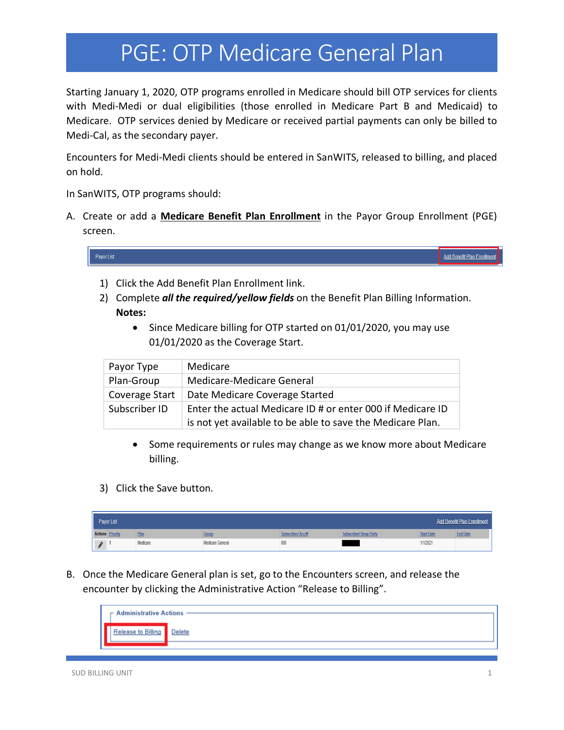# PGE: OTP Medicare General Plan

Starting January 1, 2020, OTP programs enrolled in Medicare should bill OTP services for clients with Medi-Medi or dual eligibilities (those enrolled in Medicare Part B and Medicaid) to Medicare. OTP services denied by Medicare or received partial payments can only be billed to Medi-Cal, as the secondary payer.

Encounters for Medi-Medi clients should be entered in SanWITS, released to billing, and placed on hold.

In SanWITS, OTP programs should:

A. Create or add a **Medicare Benefit Plan Enrollment** in the Payor Group Enrollment (PGE) screen.

   1) Click the Add Benefit Plan Enrollment link.
   2) Complete ***all the required/yellow fields*** on the Benefit Plan Billing Information.
      **Notes:**
      - Since Medicare billing for OTP started on 01/01/2020, you may use 01/01/2020 as the Coverage Start.

| Payor Type | Medicare |
|---|---|
| Plan-Group | Medicare-Medicare General |
| Coverage Start | Date Medicare Coverage Started |
| Subscriber ID | Enter the actual Medicare ID # or enter 000 if Medicare ID is not yet available to be able to save the Medicare Plan. |

      - Some requirements or rules may change as we know more about Medicare billing.

   3) Click the Save button.

B. Once the Medicare General plan is set, go to the Encounters screen, and release the encounter by clicking the Administrative Action "Release to Billing".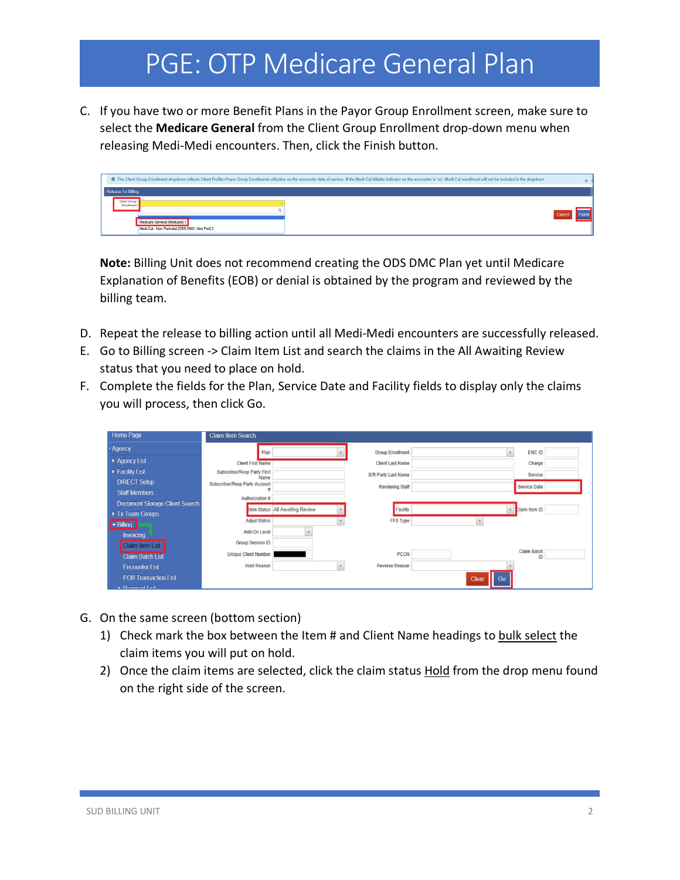# PGE: OTP Medicare General Plan

C. If you have two or more Benefit Plans in the Payor Group Enrollment screen, make sure to select the **Medicare General** from the Client Group Enrollment drop-down menu when releasing Medi-Medi encounters. Then, click the Finish button.

**Note:** Billing Unit does not recommend creating the ODS DMC Plan yet until Medicare Explanation of Benefits (EOB) or denial is obtained by the program and reviewed by the billing team.

D. Repeat the release to billing action until all Medi-Medi encounters are successfully released.

E. Go to Billing screen -> Claim Item List and search the claims in the All Awaiting Review status that you need to place on hold.

F. Complete the fields for the Plan, Service Date and Facility fields to display only the claims you will process, then click Go.

G. On the same screen (bottom section)

1) Check mark the box between the Item # and Client Name headings to bulk select the claim items you will put on hold.
2) Once the claim items are selected, click the claim status Hold from the drop menu found on the right side of the screen.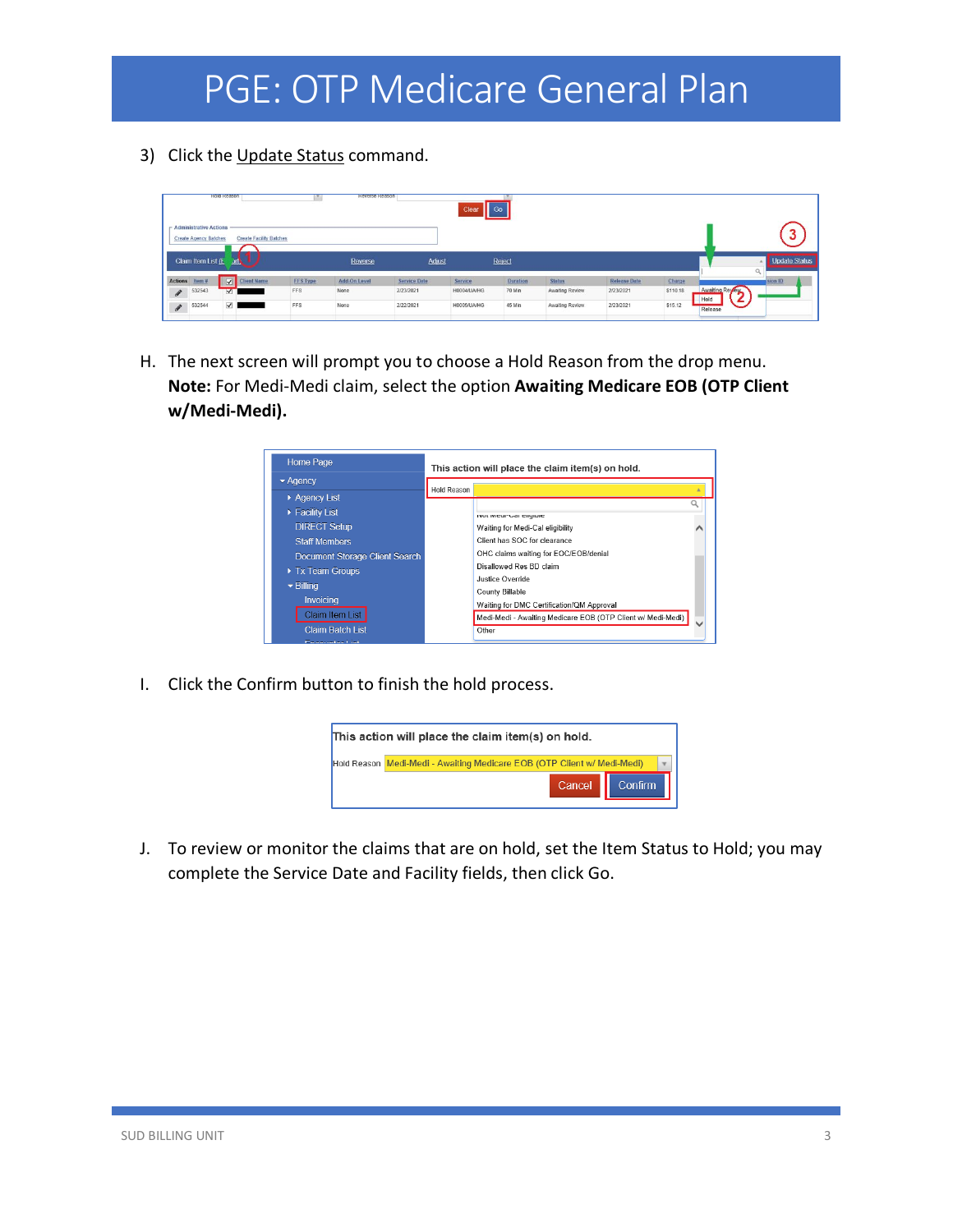# PGE: OTP Medicare General Plan

3) Click the Update Status command.

H. The next screen will prompt you to choose a Hold Reason from the drop menu. **Note:** For Medi-Medi claim, select the option **Awaiting Medicare EOB (OTP Client w/Medi-Medi).**

I. Click the Confirm button to finish the hold process.

J. To review or monitor the claims that are on hold, set the Item Status to Hold; you may complete the Service Date and Facility fields, then click Go.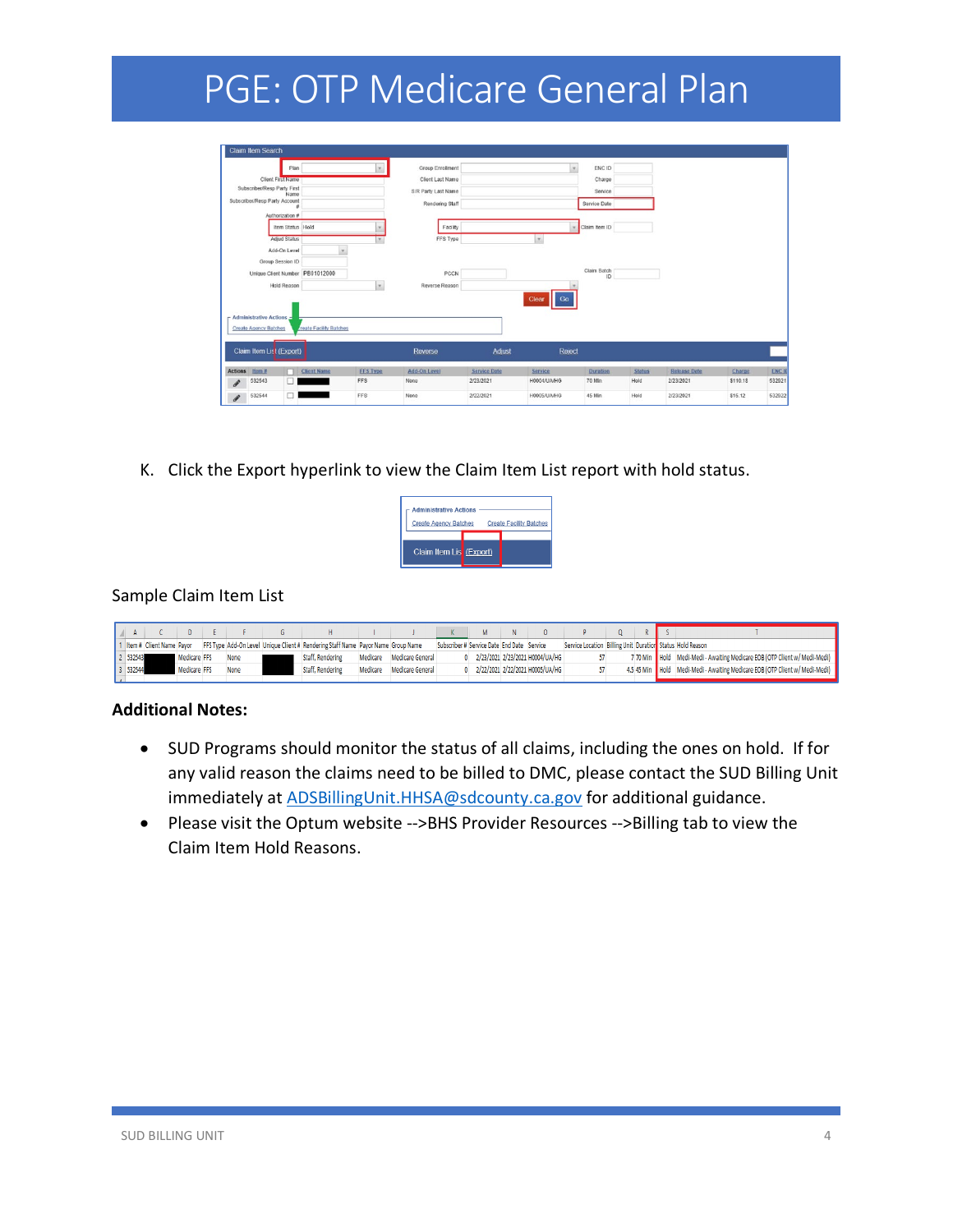# PGE: OTP Medicare General Plan

K. Click the Export hyperlink to view the Claim Item List report with hold status.

Sample Claim Item List

**Additional Notes:**

- SUD Programs should monitor the status of all claims, including the ones on hold. If for any valid reason the claims need to be billed to DMC, please contact the SUD Billing Unit immediately at ADSBillingUnit.HHSA@sdcounty.ca.gov for additional guidance.
- Please visit the Optum website -->BHS Provider Resources -->Billing tab to view the Claim Item Hold Reasons.